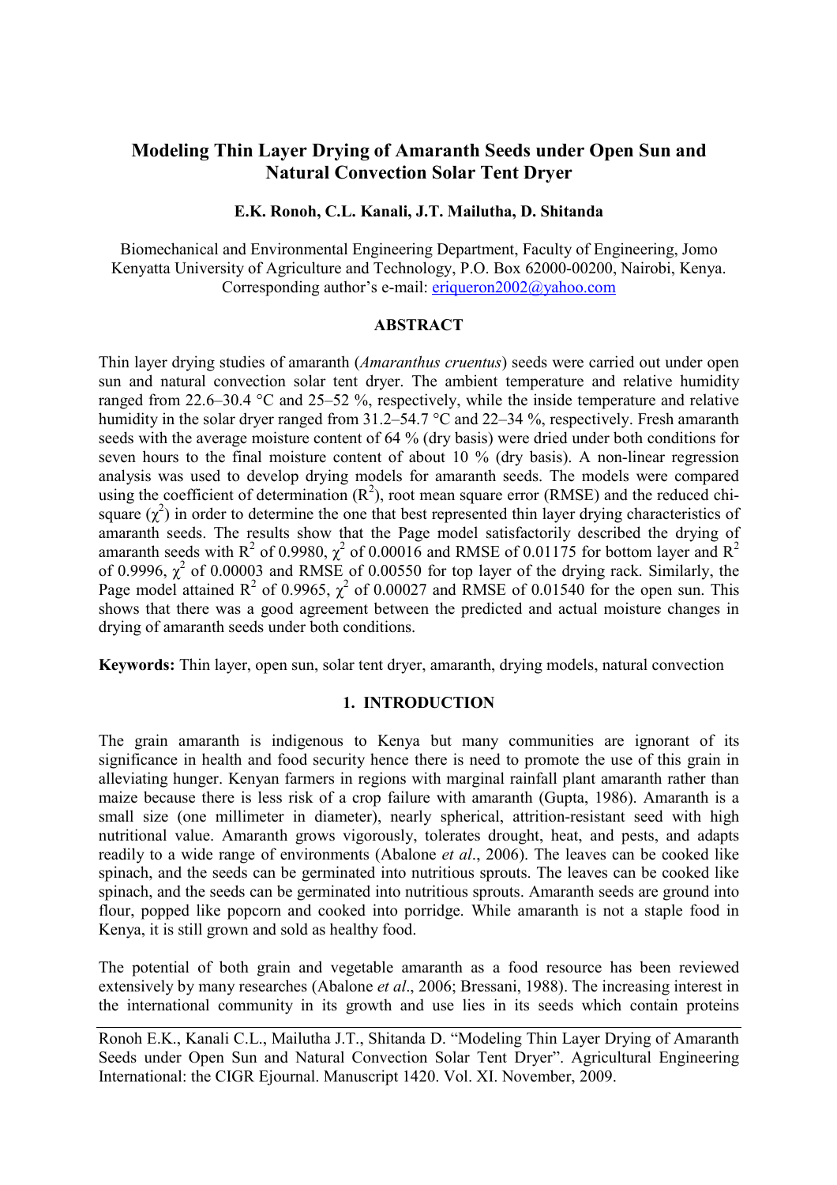# Modeling Thin Layer Drying of Amaranth Seeds under Open Sun and Natural Convection Solar Tent Dryer

**E.K. Ronoh, C.L. Kanali, J.T. Mailutha, D. Shitanda**

Biomechanical and Environmental Engineering Department, Faculty of Engineering, Jomo Kenyatta University of Agriculture and Technology, P.O. Box 62000-00200, Nairobi, Kenya.
Corresponding author's e-mail: eriqueron2002@yahoo.com

## ABSTRACT

Thin layer drying studies of amaranth (*Amaranthus cruentus*) seeds were carried out under open sun and natural convection solar tent dryer. The ambient temperature and relative humidity ranged from 22.6–30.4 °C and 25–52 %, respectively, while the inside temperature and relative humidity in the solar dryer ranged from 31.2–54.7 °C and 22–34 %, respectively. Fresh amaranth seeds with the average moisture content of 64 % (dry basis) were dried under both conditions for seven hours to the final moisture content of about 10 % (dry basis). A non-linear regression analysis was used to develop drying models for amaranth seeds. The models were compared using the coefficient of determination ($R^2$), root mean square error (RMSE) and the reduced chi-square ($\chi^2$) in order to determine the one that best represented thin layer drying characteristics of amaranth seeds. The results show that the Page model satisfactorily described the drying of amaranth seeds with $R^2$ of 0.9980, $\chi^2$ of 0.00016 and RMSE of 0.01175 for bottom layer and $R^2$ of 0.9996, $\chi^2$ of 0.00003 and RMSE of 0.00550 for top layer of the drying rack. Similarly, the Page model attained $R^2$ of 0.9965, $\chi^2$ of 0.00027 and RMSE of 0.01540 for the open sun. This shows that there was a good agreement between the predicted and actual moisture changes in drying of amaranth seeds under both conditions.

**Keywords:** Thin layer, open sun, solar tent dryer, amaranth, drying models, natural convection

## 1. INTRODUCTION

The grain amaranth is indigenous to Kenya but many communities are ignorant of its significance in health and food security hence there is need to promote the use of this grain in alleviating hunger. Kenyan farmers in regions with marginal rainfall plant amaranth rather than maize because there is less risk of a crop failure with amaranth (Gupta, 1986). Amaranth is a small size (one millimeter in diameter), nearly spherical, attrition-resistant seed with high nutritional value. Amaranth grows vigorously, tolerates drought, heat, and pests, and adapts readily to a wide range of environments (Abalone *et al*., 2006). The leaves can be cooked like spinach, and the seeds can be germinated into nutritious sprouts. The leaves can be cooked like spinach, and the seeds can be germinated into nutritious sprouts. Amaranth seeds are ground into flour, popped like popcorn and cooked into porridge. While amaranth is not a staple food in Kenya, it is still grown and sold as healthy food.

The potential of both grain and vegetable amaranth as a food resource has been reviewed extensively by many researches (Abalone *et al*., 2006; Bressani, 1988). The increasing interest in the international community in its growth and use lies in its seeds which contain proteins

Ronoh E.K., Kanali C.L., Mailutha J.T., Shitanda D. "Modeling Thin Layer Drying of Amaranth Seeds under Open Sun and Natural Convection Solar Tent Dryer". Agricultural Engineering International: the CIGR Ejournal. Manuscript 1420. Vol. XI. November, 2009.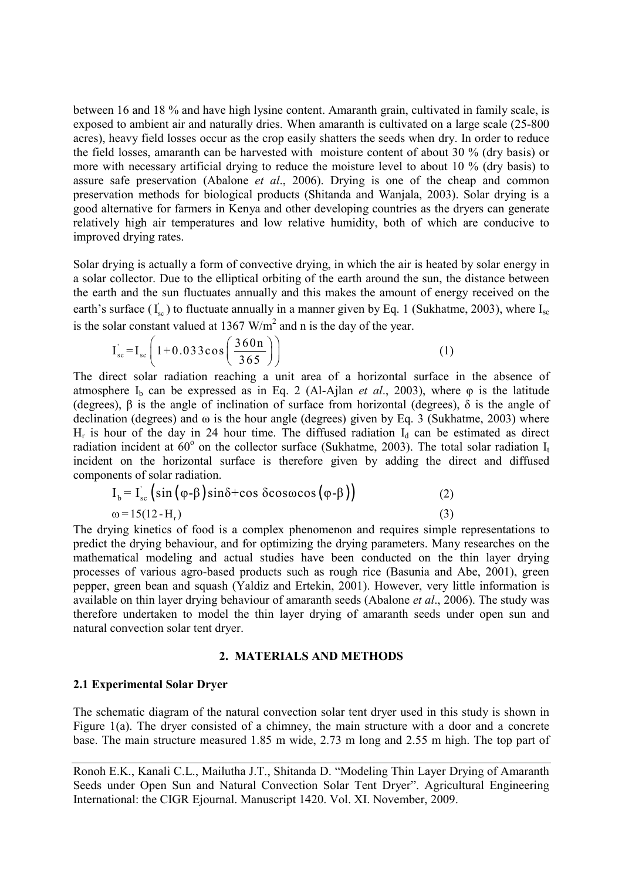between 16 and 18 % and have high lysine content. Amaranth grain, cultivated in family scale, is exposed to ambient air and naturally dries. When amaranth is cultivated on a large scale (25-800 acres), heavy field losses occur as the crop easily shatters the seeds when dry. In order to reduce the field losses, amaranth can be harvested with moisture content of about 30 % (dry basis) or more with necessary artificial drying to reduce the moisture level to about 10 % (dry basis) to assure safe preservation (Abalone *et al*., 2006). Drying is one of the cheap and common preservation methods for biological products (Shitanda and Wanjala, 2003). Solar drying is a good alternative for farmers in Kenya and other developing countries as the dryers can generate relatively high air temperatures and low relative humidity, both of which are conducive to improved drying rates.

Solar drying is actually a form of convective drying, in which the air is heated by solar energy in a solar collector. Due to the elliptical orbiting of the earth around the sun, the distance between the earth and the sun fluctuates annually and this makes the amount of energy received on the earth's surface ($I_{sc}^{'}$) to fluctuate annually in a manner given by Eq. 1 (Sukhatme, 2003), where $I_{sc}$ is the solar constant valued at 1367 W/m$^2$ and n is the day of the year.

$$I_{sc}^{'} = I_{sc}\left(1+0.033\cos\left(\frac{360n}{365}\right)\right) \tag{1}$$

The direct solar radiation reaching a unit area of a horizontal surface in the absence of atmosphere $I_b$ can be expressed as in Eq. 2 (Al-Ajlan *et al*., 2003), where φ is the latitude (degrees), β is the angle of inclination of surface from horizontal (degrees), δ is the angle of declination (degrees) and ω is the hour angle (degrees) given by Eq. 3 (Sukhatme, 2003) where $H_r$ is hour of the day in 24 hour time. The diffused radiation $I_d$ can be estimated as direct radiation incident at 60$^o$ on the collector surface (Sukhatme, 2003). The total solar radiation $I_t$ incident on the horizontal surface is therefore given by adding the direct and diffused components of solar radiation.

$$I_b = I_{sc}^{'}\left(\sin(\varphi-\beta)\sin\delta+\cos\delta\cos\omega\cos(\varphi-\beta)\right) \tag{2}$$

$$\omega = 15(12 - H_r) \tag{3}$$

The drying kinetics of food is a complex phenomenon and requires simple representations to predict the drying behaviour, and for optimizing the drying parameters. Many researches on the mathematical modeling and actual studies have been conducted on the thin layer drying processes of various agro-based products such as rough rice (Basunia and Abe, 2001), green pepper, green bean and squash (Yaldiz and Ertekin, 2001). However, very little information is available on thin layer drying behaviour of amaranth seeds (Abalone *et al*., 2006). The study was therefore undertaken to model the thin layer drying of amaranth seeds under open sun and natural convection solar tent dryer.

## 2. MATERIALS AND METHODS

### 2.1 Experimental Solar Dryer

The schematic diagram of the natural convection solar tent dryer used in this study is shown in Figure 1(a). The dryer consisted of a chimney, the main structure with a door and a concrete base. The main structure measured 1.85 m wide, 2.73 m long and 2.55 m high. The top part of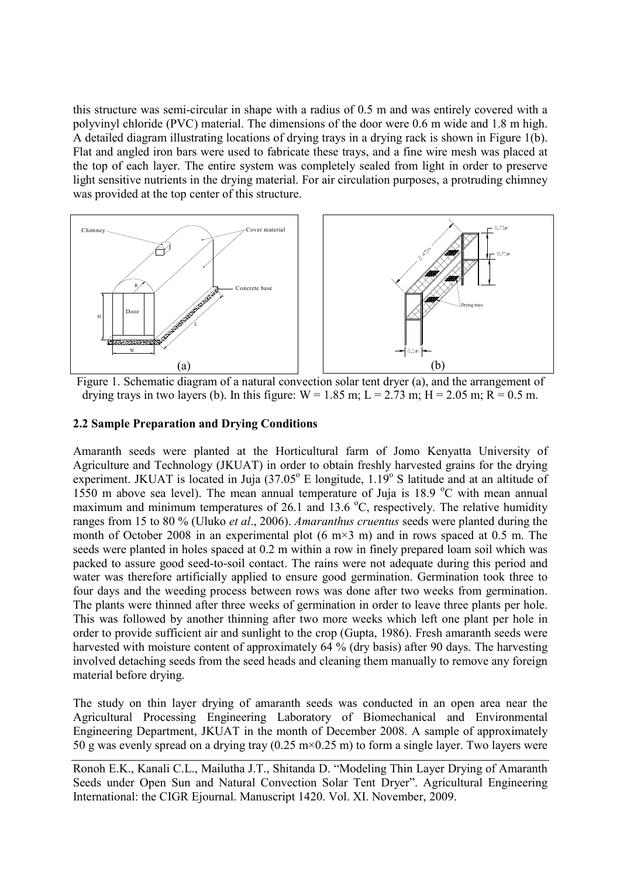this structure was semi-circular in shape with a radius of 0.5 m and was entirely covered with a polyvinyl chloride (PVC) material. The dimensions of the door were 0.6 m wide and 1.8 m high. A detailed diagram illustrating locations of drying trays in a drying rack is shown in Figure 1(b). Flat and angled iron bars were used to fabricate these trays, and a fine wire mesh was placed at the top of each layer. The entire system was completely sealed from light in order to preserve light sensitive nutrients in the drying material. For air circulation purposes, a protruding chimney was provided at the top center of this structure.

Chimney
Cover material
R
Door
H
Concrete base
L
W
(a)

2.45m
0.75m
0.75m
Drying trays
0.5m
(b)

Figure 1. Schematic diagram of a natural convection solar tent dryer (a), and the arrangement of drying trays in two layers (b). In this figure: W = 1.85 m; L = 2.73 m; H = 2.05 m; R = 0.5 m.

## 2.2 Sample Preparation and Drying Conditions

Amaranth seeds were planted at the Horticultural farm of Jomo Kenyatta University of Agriculture and Technology (JKUAT) in order to obtain freshly harvested grains for the drying experiment. JKUAT is located in Juja (37.05$^o$ E longitude, 1.19$^o$ S latitude and at an altitude of 1550 m above sea level). The mean annual temperature of Juja is 18.9 $^o$C with mean annual maximum and minimum temperatures of 26.1 and 13.6 $^o$C, respectively. The relative humidity ranges from 15 to 80 % (Uluko *et al*., 2006). *Amaranthus cruentus* seeds were planted during the month of October 2008 in an experimental plot (6 m×3 m) and in rows spaced at 0.5 m. The seeds were planted in holes spaced at 0.2 m within a row in finely prepared loam soil which was packed to assure good seed-to-soil contact. The rains were not adequate during this period and water was therefore artificially applied to ensure good germination. Germination took three to four days and the weeding process between rows was done after two weeks from germination. The plants were thinned after three weeks of germination in order to leave three plants per hole. This was followed by another thinning after two more weeks which left one plant per hole in order to provide sufficient air and sunlight to the crop (Gupta, 1986). Fresh amaranth seeds were harvested with moisture content of approximately 64 % (dry basis) after 90 days. The harvesting involved detaching seeds from the seed heads and cleaning them manually to remove any foreign material before drying.

The study on thin layer drying of amaranth seeds was conducted in an open area near the Agricultural Processing Engineering Laboratory of Biomechanical and Environmental Engineering Department, JKUAT in the month of December 2008. A sample of approximately 50 g was evenly spread on a drying tray (0.25 m×0.25 m) to form a single layer. Two layers were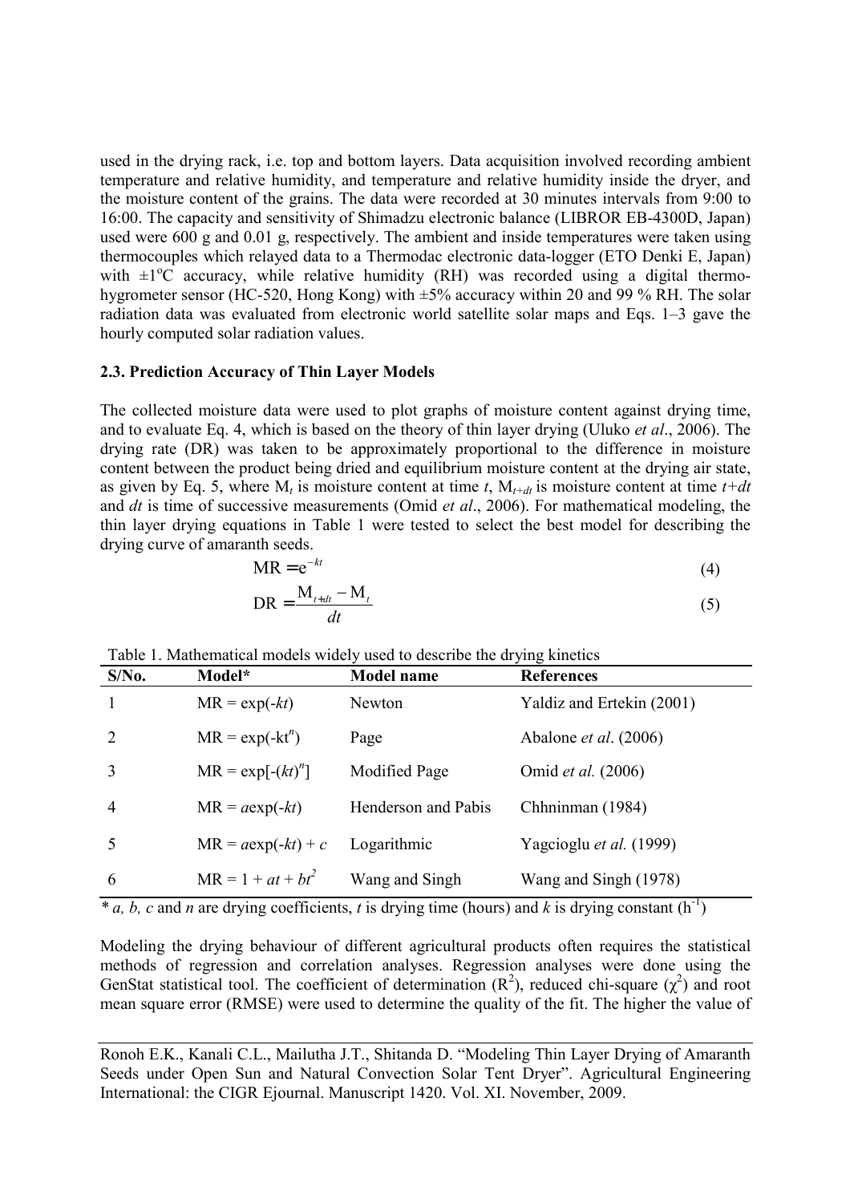used in the drying rack, i.e. top and bottom layers. Data acquisition involved recording ambient temperature and relative humidity, and temperature and relative humidity inside the dryer, and the moisture content of the grains. The data were recorded at 30 minutes intervals from 9:00 to 16:00. The capacity and sensitivity of Shimadzu electronic balance (LIBROR EB-4300D, Japan) used were 600 g and 0.01 g, respectively. The ambient and inside temperatures were taken using thermocouples which relayed data to a Thermodac electronic data-logger (ETO Denki E, Japan) with $\pm 1^{o}$C accuracy, while relative humidity (RH) was recorded using a digital thermo-hygrometer sensor (HC-520, Hong Kong) with ±5% accuracy within 20 and 99 % RH. The solar radiation data was evaluated from electronic world satellite solar maps and Eqs. 1–3 gave the hourly computed solar radiation values.

### 2.3. Prediction Accuracy of Thin Layer Models

The collected moisture data were used to plot graphs of moisture content against drying time, and to evaluate Eq. 4, which is based on the theory of thin layer drying (Uluko *et al*., 2006). The drying rate (DR) was taken to be approximately proportional to the difference in moisture content between the product being dried and equilibrium moisture content at the drying air state, as given by Eq. 5, where $M_t$ is moisture content at time *t*, $M_{t+dt}$ is moisture content at time *t*+*dt* and *dt* is time of successive measurements (Omid *et al*., 2006). For mathematical modeling, the thin layer drying equations in Table 1 were tested to select the best model for describing the drying curve of amaranth seeds.

$$\mathrm{MR} = e^{-kt} \tag{4}$$

$$\mathrm{DR} = \frac{M_{t+dt} - M_t}{dt} \tag{5}$$

Table 1. Mathematical models widely used to describe the drying kinetics

| S/No. | Model* | Model name | References |
|---|---|---|---|
| 1 | $MR = \exp(-kt)$ | Newton | Yaldiz and Ertekin (2001) |
| 2 | $MR = \exp(-kt^n)$ | Page | Abalone *et al*. (2006) |
| 3 | $MR = \exp[-(kt)^n]$ | Modified Page | Omid *et al.* (2006) |
| 4 | $MR = a\exp(-kt)$ | Henderson and Pabis | Chhninman (1984) |
| 5 | $MR = a\exp(-kt) + c$ | Logarithmic | Yagcioglu *et al.* (1999) |
| 6 | $MR = 1 + at + bt^2$ | Wang and Singh | Wang and Singh (1978) |

\* *a, b, c* and *n* are drying coefficients, *t* is drying time (hours) and *k* is drying constant ($h^{-1}$)

Modeling the drying behaviour of different agricultural products often requires the statistical methods of regression and correlation analyses. Regression analyses were done using the GenStat statistical tool. The coefficient of determination ($R^2$), reduced chi-square ($\chi^2$) and root mean square error (RMSE) were used to determine the quality of the fit. The higher the value of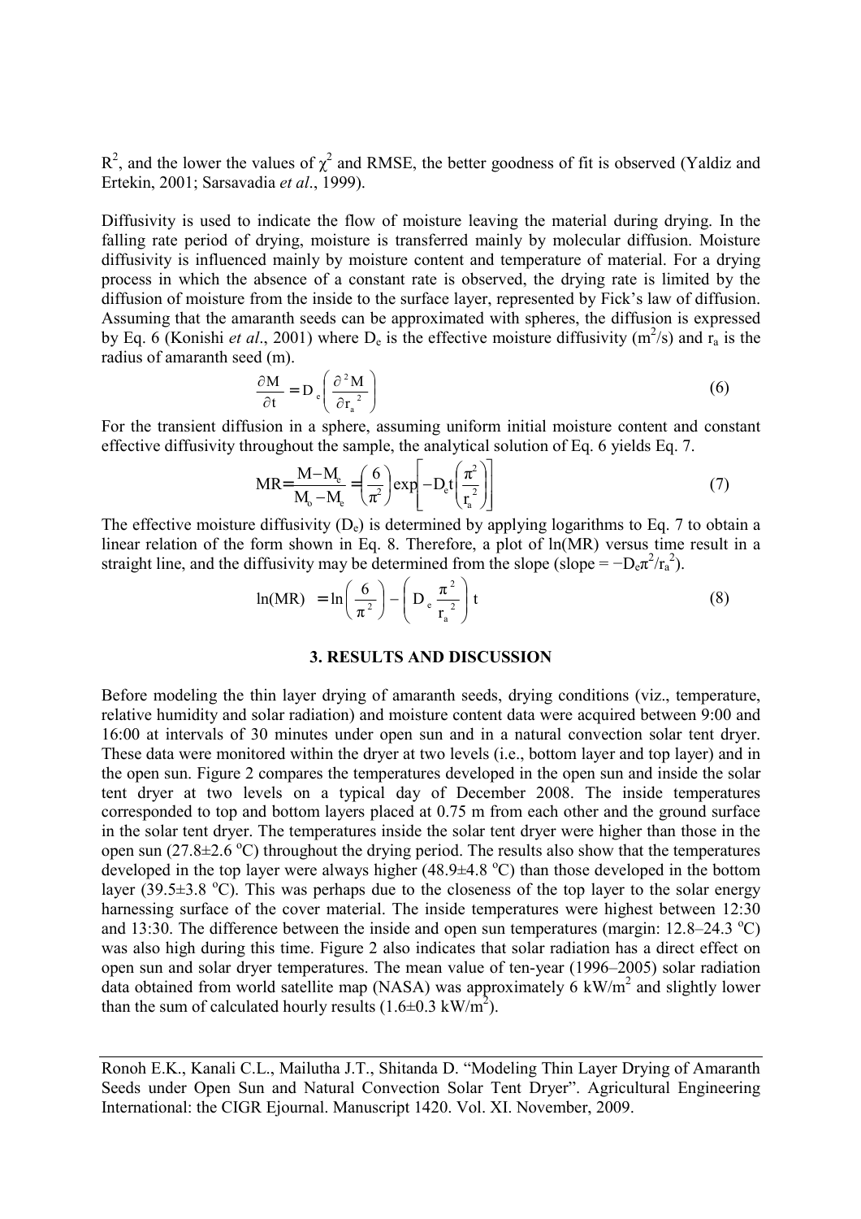$R^2$, and the lower the values of $\chi^2$ and RMSE, the better goodness of fit is observed (Yaldiz and Ertekin, 2001; Sarsavadia *et al*., 1999).

Diffusivity is used to indicate the flow of moisture leaving the material during drying. In the falling rate period of drying, moisture is transferred mainly by molecular diffusion. Moisture diffusivity is influenced mainly by moisture content and temperature of material. For a drying process in which the absence of a constant rate is observed, the drying rate is limited by the diffusion of moisture from the inside to the surface layer, represented by Fick's law of diffusion. Assuming that the amaranth seeds can be approximated with spheres, the diffusion is expressed by Eq. 6 (Konishi *et al*., 2001) where $D_e$ is the effective moisture diffusivity ($m^2/s$) and $r_a$ is the radius of amaranth seed (m).

$$\frac{\partial M}{\partial t} = D_e\left(\frac{\partial^2 M}{\partial r_a^{\ 2}}\right) \tag{6}$$

For the transient diffusion in a sphere, assuming uniform initial moisture content and constant effective diffusivity throughout the sample, the analytical solution of Eq. 6 yields Eq. 7.

$$MR = \frac{M - M_e}{M_o - M_e} = \left(\frac{6}{\pi^2}\right)\exp\left[-D_e t\left(\frac{\pi^2}{r_a^{\ 2}}\right)\right] \tag{7}$$

The effective moisture diffusivity ($D_e$) is determined by applying logarithms to Eq. 7 to obtain a linear relation of the form shown in Eq. 8. Therefore, a plot of ln(MR) versus time result in a straight line, and the diffusivity may be determined from the slope (slope = $-D_e\pi^2/r_a^2$).

$$\ln(MR) = \ln\left(\frac{6}{\pi^2}\right) - \left(D_e\frac{\pi^2}{r_a^{\ 2}}\right)t \tag{8}$$

## 3. RESULTS AND DISCUSSION

Before modeling the thin layer drying of amaranth seeds, drying conditions (viz., temperature, relative humidity and solar radiation) and moisture content data were acquired between 9:00 and 16:00 at intervals of 30 minutes under open sun and in a natural convection solar tent dryer. These data were monitored within the dryer at two levels (i.e., bottom layer and top layer) and in the open sun. Figure 2 compares the temperatures developed in the open sun and inside the solar tent dryer at two levels on a typical day of December 2008. The inside temperatures corresponded to top and bottom layers placed at 0.75 m from each other and the ground surface in the solar tent dryer. The temperatures inside the solar tent dryer were higher than those in the open sun (27.8±2.6 °C) throughout the drying period. The results also show that the temperatures developed in the top layer were always higher (48.9±4.8 °C) than those developed in the bottom layer (39.5±3.8 °C). This was perhaps due to the closeness of the top layer to the solar energy harnessing surface of the cover material. The inside temperatures were highest between 12:30 and 13:30. The difference between the inside and open sun temperatures (margin: 12.8–24.3 °C) was also high during this time. Figure 2 also indicates that solar radiation has a direct effect on open sun and solar dryer temperatures. The mean value of ten-year (1996–2005) solar radiation data obtained from world satellite map (NASA) was approximately 6 $kW/m^2$ and slightly lower than the sum of calculated hourly results (1.6±0.3 $kW/m^2$).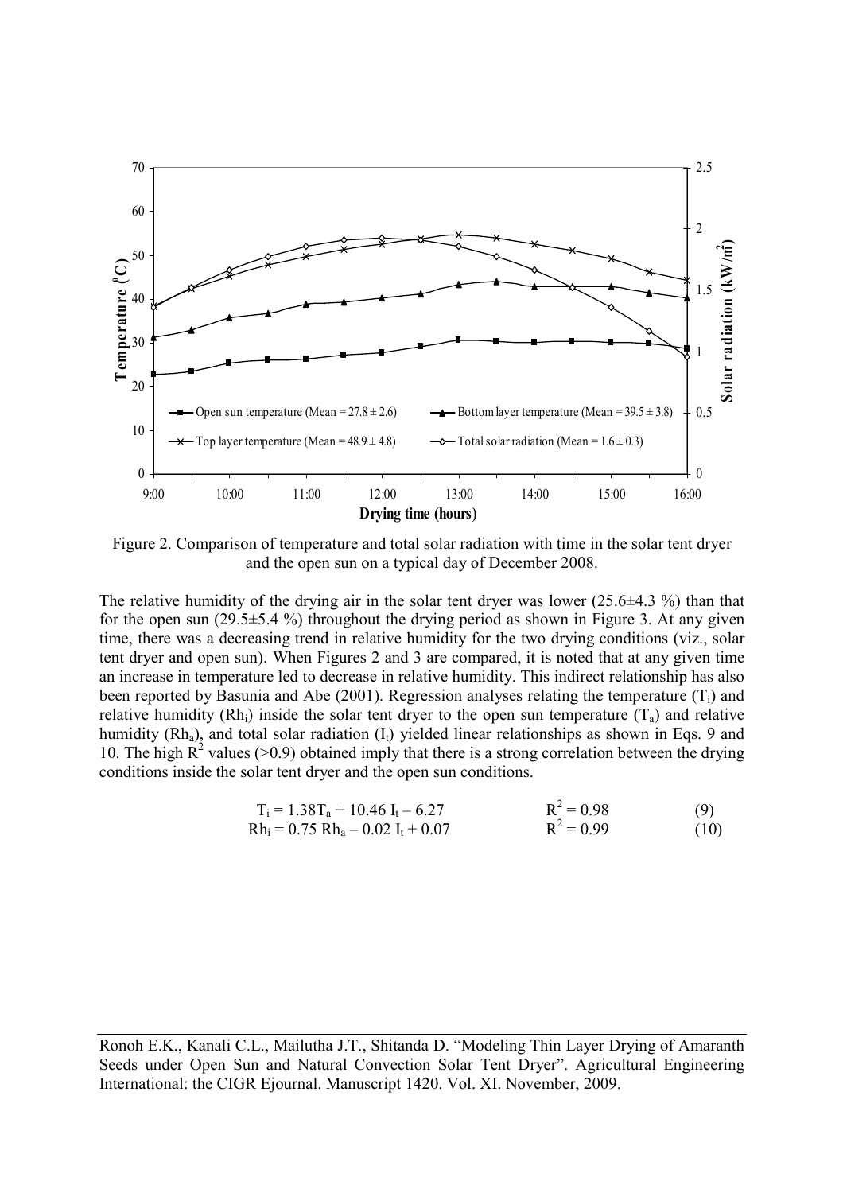70
60
50
40
30
20
10
0

Temperature (°C)

2.5
2
1.5
1
0.5
0

Solar radiation (kW/m²)

9:00 10:00 11:00 12:00 13:00 14:00 15:00 16:00

Drying time (hours)

Open sun temperature (Mean = 27.8 ± 2.6)

Bottom layer temperature (Mean = 39.5 ± 3.8)

Top layer temperature (Mean = 48.9 ± 4.8)

Total solar radiation (Mean = 1.6 ± 0.3)

Figure 2. Comparison of temperature and total solar radiation with time in the solar tent dryer and the open sun on a typical day of December 2008.

The relative humidity of the drying air in the solar tent dryer was lower (25.6±4.3 %) than that for the open sun (29.5±5.4 %) throughout the drying period as shown in Figure 3. At any given time, there was a decreasing trend in relative humidity for the two drying conditions (viz., solar tent dryer and open sun). When Figures 2 and 3 are compared, it is noted that at any given time an increase in temperature led to decrease in relative humidity. This indirect relationship has also been reported by Basunia and Abe (2001). Regression analyses relating the temperature ($T_i$) and relative humidity ($Rh_i$) inside the solar tent dryer to the open sun temperature ($T_a$) and relative humidity ($Rh_a$), and total solar radiation ($I_t$) yielded linear relationships as shown in Eqs. 9 and 10. The high $R^2$ values (>0.9) obtained imply that there is a strong correlation between the drying conditions inside the solar tent dryer and the open sun conditions.

$$T_i = 1.38T_a + 10.46\, I_t - 6.27 \qquad R^2 = 0.98 \qquad (9)$$

$$Rh_i = 0.75\, Rh_a - 0.02\, I_t + 0.07 \qquad R^2 = 0.99 \qquad (10)$$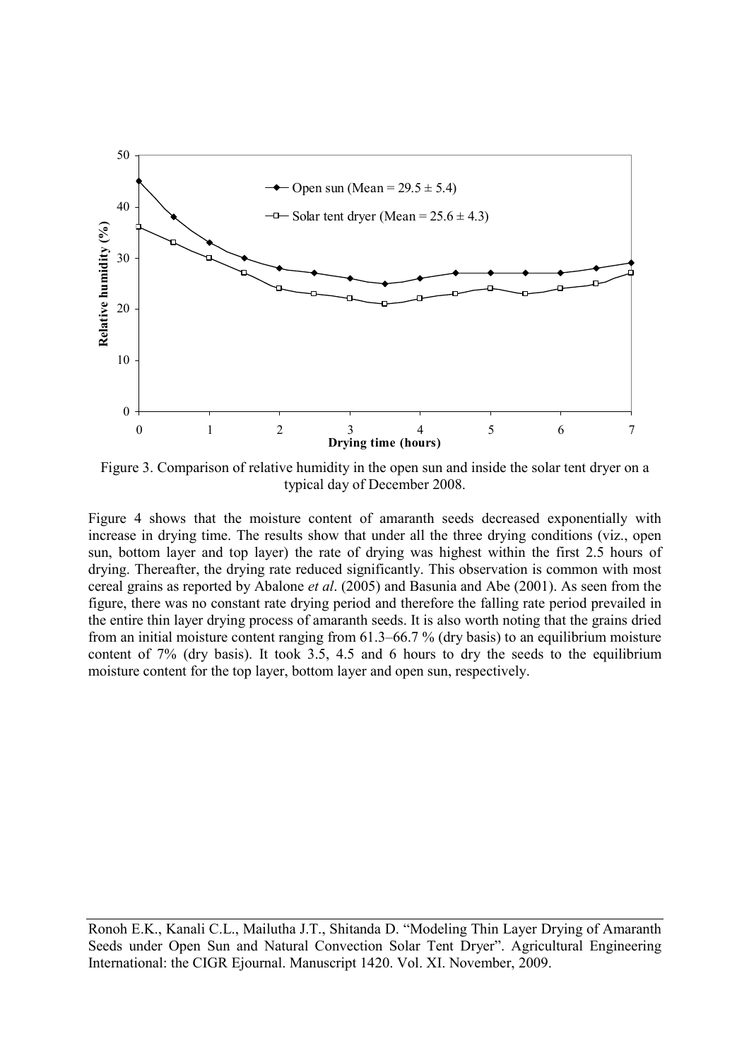50

40

30

20

10

0

0 1 2 3 4 5 6 7

Relative humidity (%)

Drying time (hours)

Open sun (Mean = 29.5 ± 5.4)

Solar tent dryer (Mean = 25.6 ± 4.3)

Figure 3. Comparison of relative humidity in the open sun and inside the solar tent dryer on a typical day of December 2008.

Figure 4 shows that the moisture content of amaranth seeds decreased exponentially with increase in drying time. The results show that under all the three drying conditions (viz., open sun, bottom layer and top layer) the rate of drying was highest within the first 2.5 hours of drying. Thereafter, the drying rate reduced significantly. This observation is common with most cereal grains as reported by Abalone *et al*. (2005) and Basunia and Abe (2001). As seen from the figure, there was no constant rate drying period and therefore the falling rate period prevailed in the entire thin layer drying process of amaranth seeds. It is also worth noting that the grains dried from an initial moisture content ranging from 61.3–66.7 % (dry basis) to an equilibrium moisture content of 7% (dry basis). It took 3.5, 4.5 and 6 hours to dry the seeds to the equilibrium moisture content for the top layer, bottom layer and open sun, respectively.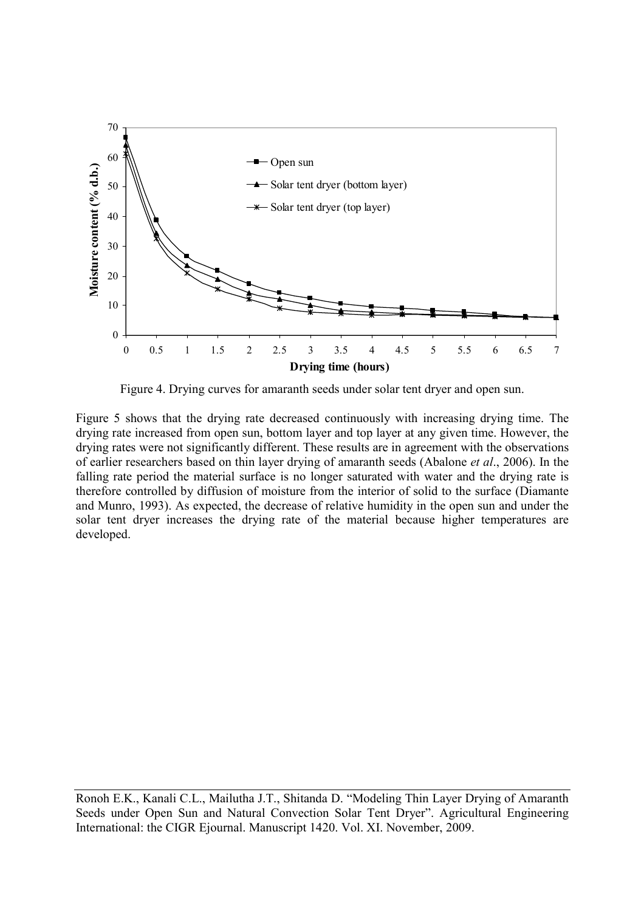70
60
50
40
30
20
10
0

0 0.5 1 1.5 2 2.5 3 3.5 4 4.5 5 5.5 6 6.5 7

Moisture content (% d.b.)

Drying time (hours)

Open sun

Solar tent dryer (bottom layer)

Solar tent dryer (top layer)

Figure 4. Drying curves for amaranth seeds under solar tent dryer and open sun.

Figure 5 shows that the drying rate decreased continuously with increasing drying time. The drying rate increased from open sun, bottom layer and top layer at any given time. However, the drying rates were not significantly different. These results are in agreement with the observations of earlier researchers based on thin layer drying of amaranth seeds (Abalone *et al*., 2006). In the falling rate period the material surface is no longer saturated with water and the drying rate is therefore controlled by diffusion of moisture from the interior of solid to the surface (Diamante and Munro, 1993). As expected, the decrease of relative humidity in the open sun and under the solar tent dryer increases the drying rate of the material because higher temperatures are developed.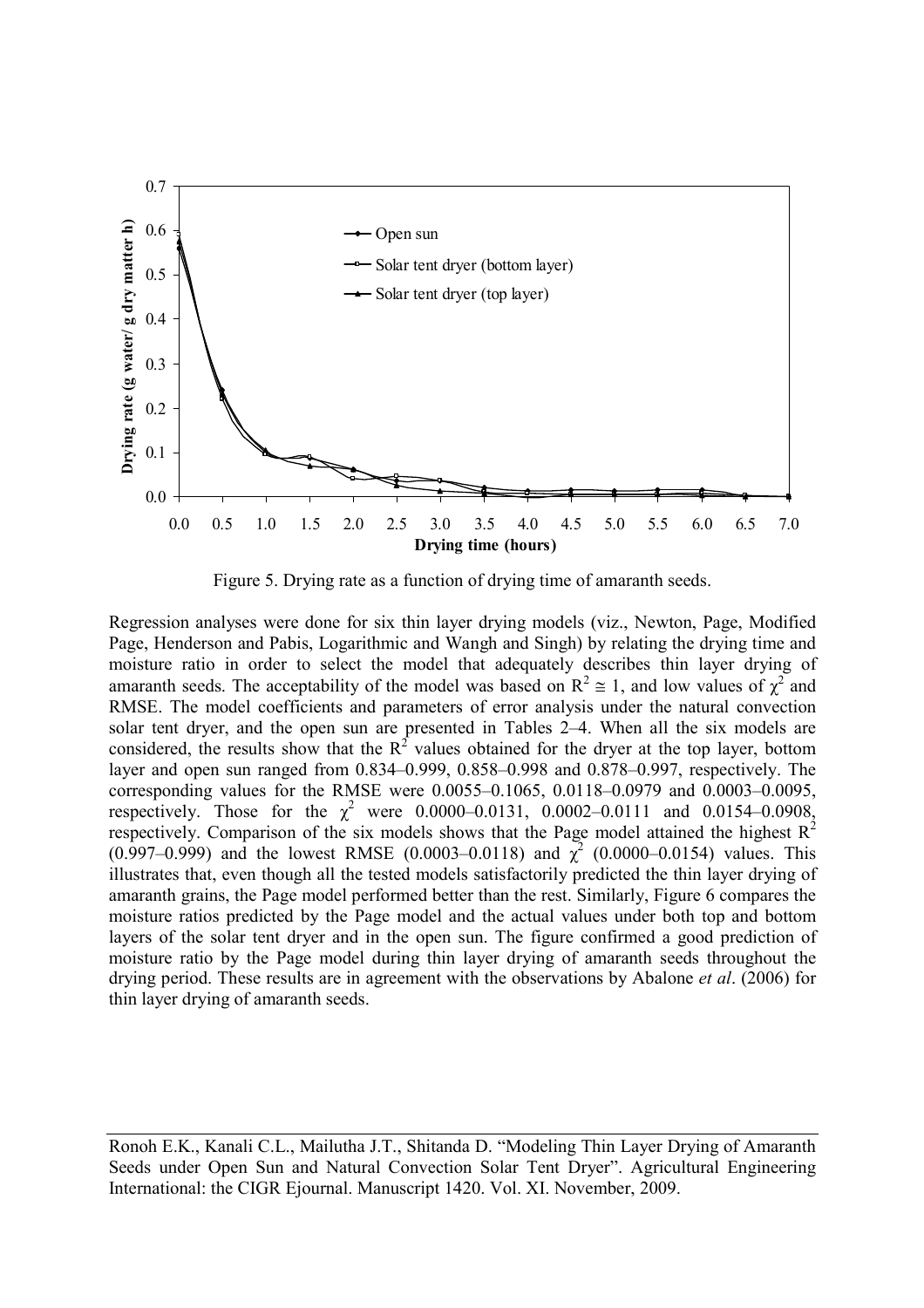0.7
0.6
0.5
0.4
0.3
0.2
0.1
0.0

Drying rate (g water/ g dry matter h)

0.0 0.5 1.0 1.5 2.0 2.5 3.0 3.5 4.0 4.5 5.0 5.5 6.0 6.5 7.0

Drying time (hours)

Open sun

Solar tent dryer (bottom layer)

Solar tent dryer (top layer)

Figure 5. Drying rate as a function of drying time of amaranth seeds.

Regression analyses were done for six thin layer drying models (viz., Newton, Page, Modified Page, Henderson and Pabis, Logarithmic and Wangh and Singh) by relating the drying time and moisture ratio in order to select the model that adequately describes thin layer drying of amaranth seeds. The acceptability of the model was based on $R^2 \cong 1$, and low values of $\chi^2$ and RMSE. The model coefficients and parameters of error analysis under the natural convection solar tent dryer, and the open sun are presented in Tables 2–4. When all the six models are considered, the results show that the $R^2$ values obtained for the dryer at the top layer, bottom layer and open sun ranged from 0.834–0.999, 0.858–0.998 and 0.878–0.997, respectively. The corresponding values for the RMSE were 0.0055–0.1065, 0.0118–0.0979 and 0.0003–0.0095, respectively. Those for the $\chi^2$ were 0.0000–0.0131, 0.0002–0.0111 and 0.0154–0.0908, respectively. Comparison of the six models shows that the Page model attained the highest $R^2$ (0.997–0.999) and the lowest RMSE (0.0003–0.0118) and $\chi^2$ (0.0000–0.0154) values. This illustrates that, even though all the tested models satisfactorily predicted the thin layer drying of amaranth grains, the Page model performed better than the rest. Similarly, Figure 6 compares the moisture ratios predicted by the Page model and the actual values under both top and bottom layers of the solar tent dryer and in the open sun. The figure confirmed a good prediction of moisture ratio by the Page model during thin layer drying of amaranth seeds throughout the drying period. These results are in agreement with the observations by Abalone *et al*. (2006) for thin layer drying of amaranth seeds.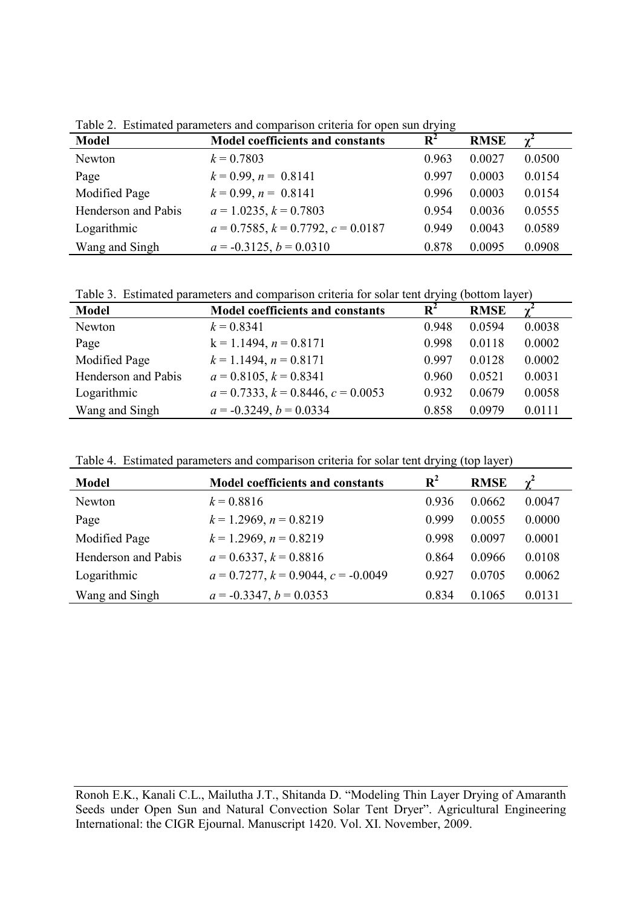Table 2. Estimated parameters and comparison criteria for open sun drying

| Model | Model coefficients and constants | $R^2$ | RMSE | $\chi^2$ |
|---|---|---|---|---|
| Newton | $k = 0.7803$ | 0.963 | 0.0027 | 0.0500 |
| Page | $k = 0.99$, $n = 0.8141$ | 0.997 | 0.0003 | 0.0154 |
| Modified Page | $k = 0.99$, $n = 0.8141$ | 0.996 | 0.0003 | 0.0154 |
| Henderson and Pabis | $a = 1.0235$, $k = 0.7803$ | 0.954 | 0.0036 | 0.0555 |
| Logarithmic | $a = 0.7585$, $k = 0.7792$, $c = 0.0187$ | 0.949 | 0.0043 | 0.0589 |
| Wang and Singh | $a = -0.3125$, $b = 0.0310$ | 0.878 | 0.0095 | 0.0908 |

Table 3. Estimated parameters and comparison criteria for solar tent drying (bottom layer)

| Model | Model coefficients and constants | $R^2$ | RMSE | $\chi^2$ |
|---|---|---|---|---|
| Newton | $k = 0.8341$ | 0.948 | 0.0594 | 0.0038 |
| Page | $k = 1.1494$, $n = 0.8171$ | 0.998 | 0.0118 | 0.0002 |
| Modified Page | $k = 1.1494$, $n = 0.8171$ | 0.997 | 0.0128 | 0.0002 |
| Henderson and Pabis | $a = 0.8105$, $k = 0.8341$ | 0.960 | 0.0521 | 0.0031 |
| Logarithmic | $a = 0.7333$, $k = 0.8446$, $c = 0.0053$ | 0.932 | 0.0679 | 0.0058 |
| Wang and Singh | $a = -0.3249$, $b = 0.0334$ | 0.858 | 0.0979 | 0.0111 |

Table 4. Estimated parameters and comparison criteria for solar tent drying (top layer)

| Model | Model coefficients and constants | $R^2$ | RMSE | $\chi^2$ |
|---|---|---|---|---|
| Newton | $k = 0.8816$ | 0.936 | 0.0662 | 0.0047 |
| Page | $k = 1.2969$, $n = 0.8219$ | 0.999 | 0.0055 | 0.0000 |
| Modified Page | $k = 1.2969$, $n = 0.8219$ | 0.998 | 0.0097 | 0.0001 |
| Henderson and Pabis | $a = 0.6337$, $k = 0.8816$ | 0.864 | 0.0966 | 0.0108 |
| Logarithmic | $a = 0.7277$, $k = 0.9044$, $c = -0.0049$ | 0.927 | 0.0705 | 0.0062 |
| Wang and Singh | $a = -0.3347$, $b = 0.0353$ | 0.834 | 0.1065 | 0.0131 |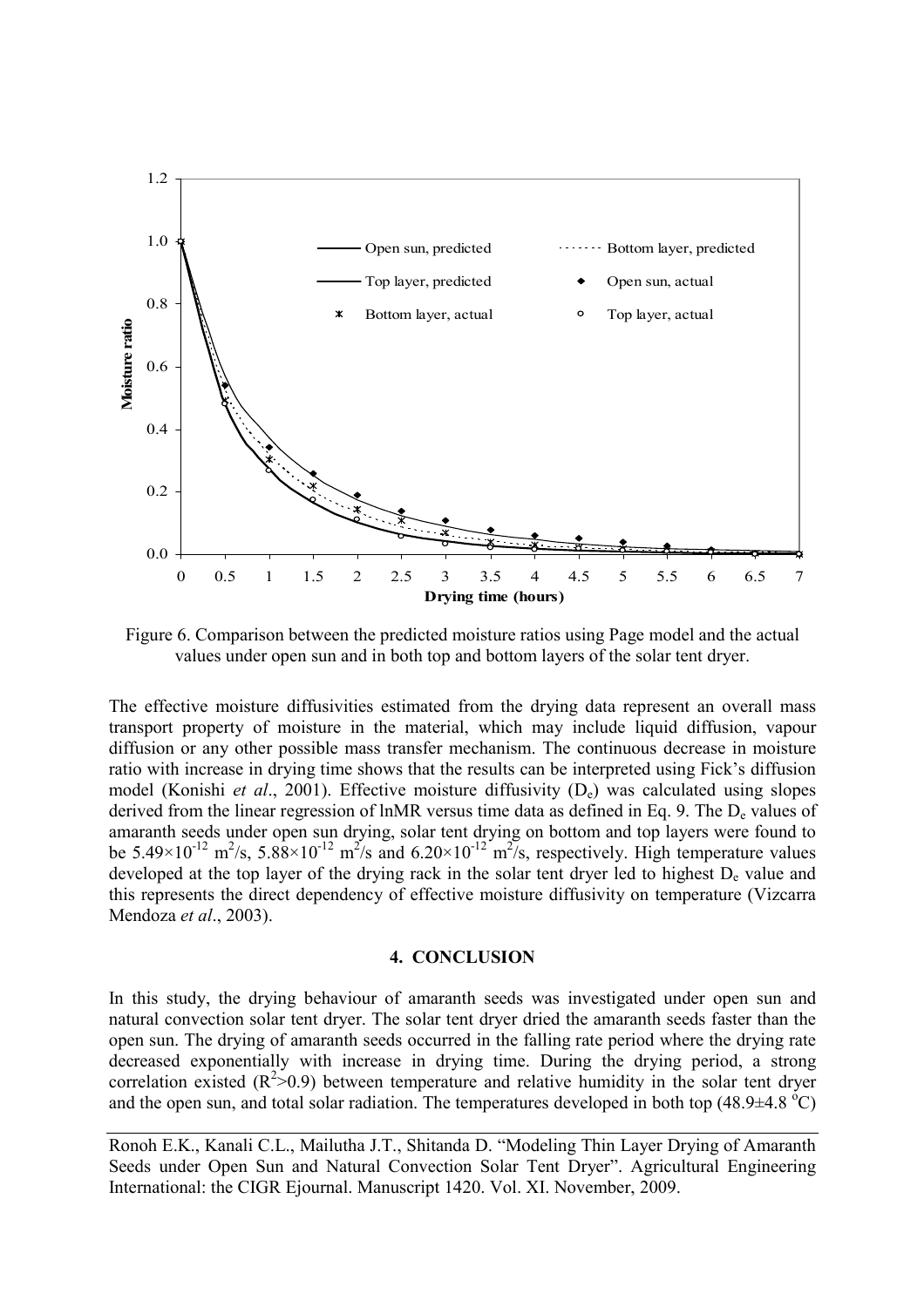1.2

1.0

0.8

0.6

0.4

0.2

0.0

Moisture ratio

0 0.5 1 1.5 2 2.5 3 3.5 4 4.5 5 5.5 6 6.5 7

Drying time (hours)

Open sun, predicted

Top layer, predicted

Bottom layer, actual

Bottom layer, predicted

Open sun, actual

Top layer, actual

Figure 6. Comparison between the predicted moisture ratios using Page model and the actual values under open sun and in both top and bottom layers of the solar tent dryer.

The effective moisture diffusivities estimated from the drying data represent an overall mass transport property of moisture in the material, which may include liquid diffusion, vapour diffusion or any other possible mass transfer mechanism. The continuous decrease in moisture ratio with increase in drying time shows that the results can be interpreted using Fick's diffusion model (Konishi *et al*., 2001). Effective moisture diffusivity ($D_e$) was calculated using slopes derived from the linear regression of lnMR versus time data as defined in Eq. 9. The $D_e$ values of amaranth seeds under open sun drying, solar tent drying on bottom and top layers were found to be $5.49\times10^{-12}$ $m^2/s$, $5.88\times10^{-12}$ $m^2/s$ and $6.20\times10^{-12}$ $m^2/s$, respectively. High temperature values developed at the top layer of the drying rack in the solar tent dryer led to highest $D_e$ value and this represents the direct dependency of effective moisture diffusivity on temperature (Vizcarra Mendoza *et al*., 2003).

## 4. CONCLUSION

In this study, the drying behaviour of amaranth seeds was investigated under open sun and natural convection solar tent dryer. The solar tent dryer dried the amaranth seeds faster than the open sun. The drying of amaranth seeds occurred in the falling rate period where the drying rate decreased exponentially with increase in drying time. During the drying period, a strong correlation existed ($R^2>0.9$) between temperature and relative humidity in the solar tent dryer and the open sun, and total solar radiation. The temperatures developed in both top ($48.9\pm4.8$ °C)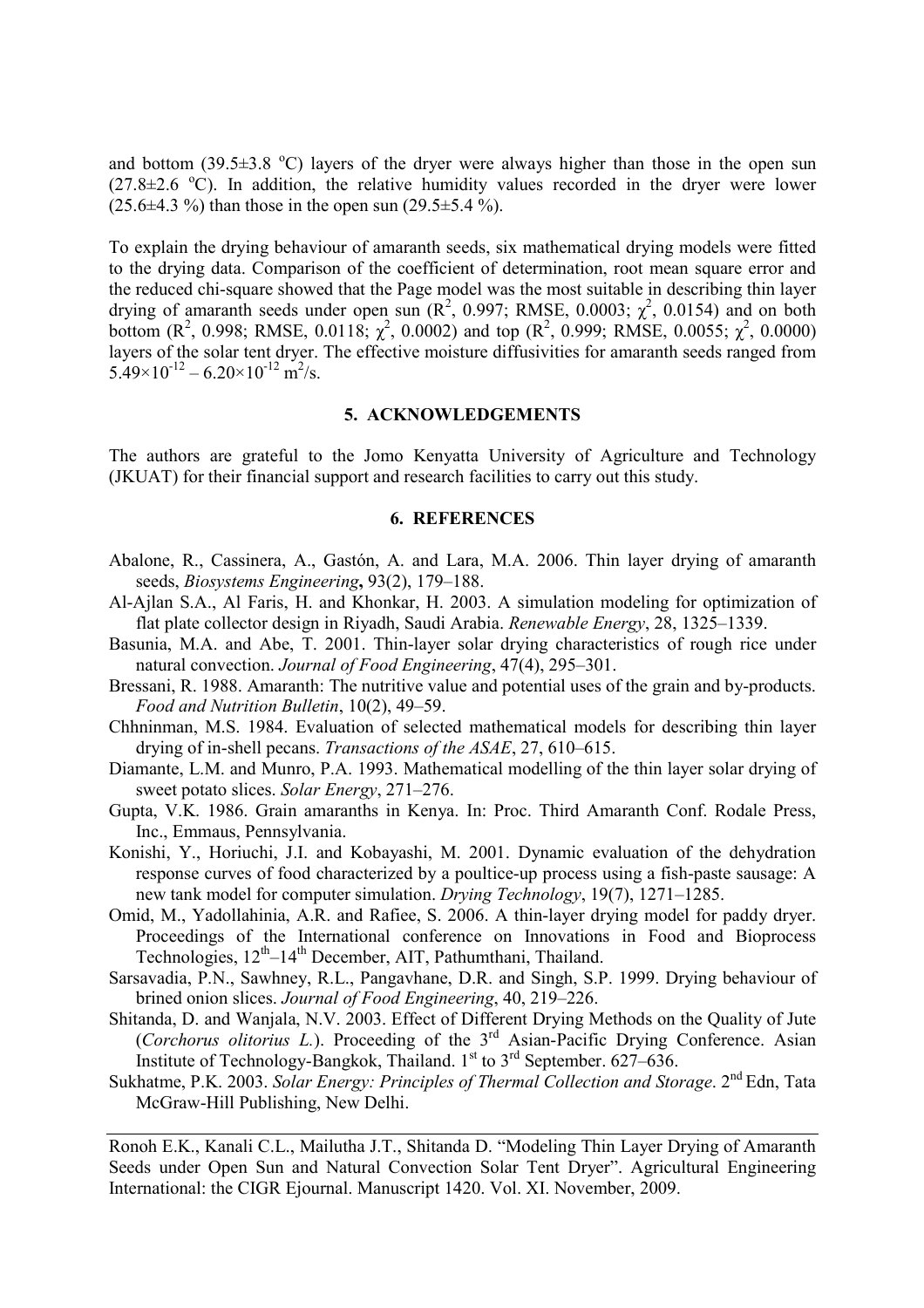and bottom (39.5±3.8 °C) layers of the dryer were always higher than those in the open sun (27.8±2.6 °C). In addition, the relative humidity values recorded in the dryer were lower (25.6±4.3 %) than those in the open sun (29.5±5.4 %).

To explain the drying behaviour of amaranth seeds, six mathematical drying models were fitted to the drying data. Comparison of the coefficient of determination, root mean square error and the reduced chi-square showed that the Page model was the most suitable in describing thin layer drying of amaranth seeds under open sun ($R^2$, 0.997; RMSE, 0.0003; $\chi^2$, 0.0154) and on both bottom ($R^2$, 0.998; RMSE, 0.0118; $\chi^2$, 0.0002) and top ($R^2$, 0.999; RMSE, 0.0055; $\chi^2$, 0.0000) layers of the solar tent dryer. The effective moisture diffusivities for amaranth seeds ranged from $5.49\times10^{-12} – 6.20\times10^{-12}$ $m^2/s$.

## 5. ACKNOWLEDGEMENTS

The authors are grateful to the Jomo Kenyatta University of Agriculture and Technology (JKUAT) for their financial support and research facilities to carry out this study.

## 6. REFERENCES

Abalone, R., Cassinera, A., Gastón, A. and Lara, M.A. 2006. Thin layer drying of amaranth seeds, *Biosystems Engineering*, 93(2), 179–188.

Al-Ajlan S.A., Al Faris, H. and Khonkar, H. 2003. A simulation modeling for optimization of flat plate collector design in Riyadh, Saudi Arabia. *Renewable Energy*, 28, 1325–1339.

Basunia, M.A. and Abe, T. 2001. Thin-layer solar drying characteristics of rough rice under natural convection. *Journal of Food Engineering*, 47(4), 295–301.

Bressani, R. 1988. Amaranth: The nutritive value and potential uses of the grain and by-products. *Food and Nutrition Bulletin*, 10(2), 49–59.

Chhninman, M.S. 1984. Evaluation of selected mathematical models for describing thin layer drying of in-shell pecans. *Transactions of the ASAE*, 27, 610–615.

Diamante, L.M. and Munro, P.A. 1993. Mathematical modelling of the thin layer solar drying of sweet potato slices. *Solar Energy*, 271–276.

Gupta, V.K. 1986. Grain amaranths in Kenya. In: Proc. Third Amaranth Conf. Rodale Press, Inc., Emmaus, Pennsylvania.

Konishi, Y., Horiuchi, J.I. and Kobayashi, M. 2001. Dynamic evaluation of the dehydration response curves of food characterized by a poultice-up process using a fish-paste sausage: A new tank model for computer simulation. *Drying Technology*, 19(7), 1271–1285.

Omid, M., Yadollahinia, A.R. and Rafiee, S. 2006. A thin-layer drying model for paddy dryer. Proceedings of the International conference on Innovations in Food and Bioprocess Technologies, 12th–14th December, AIT, Pathumthani, Thailand.

Sarsavadia, P.N., Sawhney, R.L., Pangavhane, D.R. and Singh, S.P. 1999. Drying behaviour of brined onion slices. *Journal of Food Engineering*, 40, 219–226.

Shitanda, D. and Wanjala, N.V. 2003. Effect of Different Drying Methods on the Quality of Jute (*Corchorus olitorius L.*). Proceeding of the 3rd Asian-Pacific Drying Conference. Asian Institute of Technology-Bangkok, Thailand. 1st to 3rd September. 627–636.

Sukhatme, P.K. 2003. *Solar Energy: Principles of Thermal Collection and Storage*. 2nd Edn, Tata McGraw-Hill Publishing, New Delhi.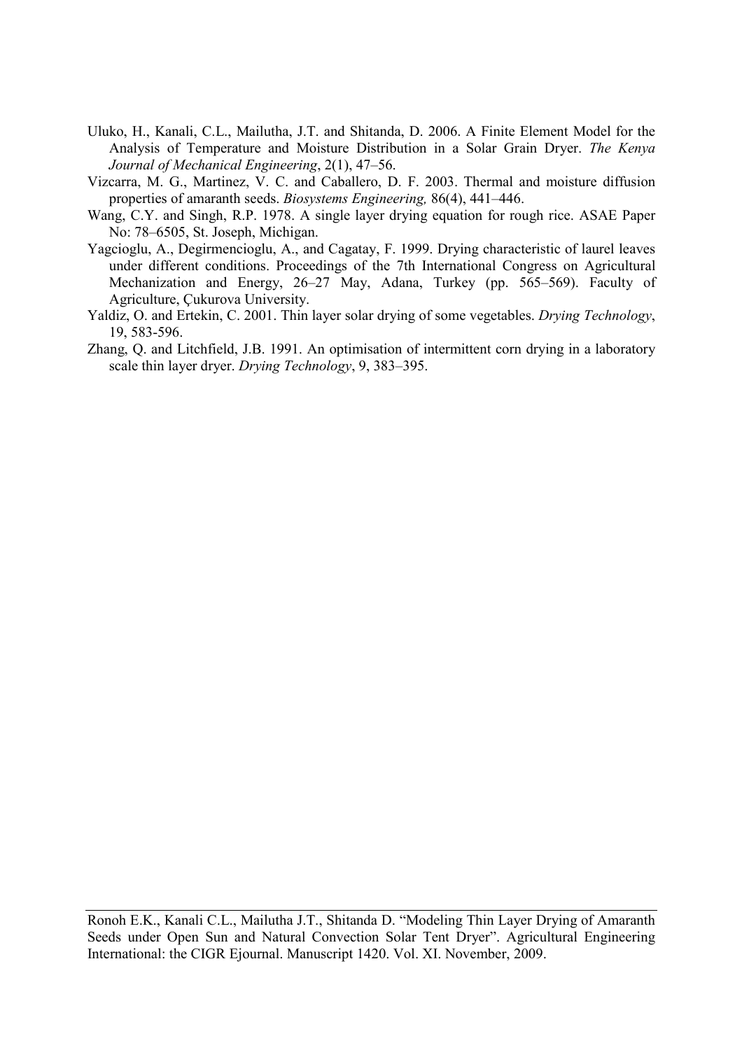Uluko, H., Kanali, C.L., Mailutha, J.T. and Shitanda, D. 2006. A Finite Element Model for the Analysis of Temperature and Moisture Distribution in a Solar Grain Dryer. *The Kenya Journal of Mechanical Engineering*, 2(1), 47–56.

Vizcarra, M. G., Martinez, V. C. and Caballero, D. F. 2003. Thermal and moisture diffusion properties of amaranth seeds. *Biosystems Engineering,* 86(4), 441–446.

Wang, C.Y. and Singh, R.P. 1978. A single layer drying equation for rough rice. ASAE Paper No: 78–6505, St. Joseph, Michigan.

Yagcioglu, A., Degirmencioglu, A., and Cagatay, F. 1999. Drying characteristic of laurel leaves under different conditions. Proceedings of the 7th International Congress on Agricultural Mechanization and Energy, 26–27 May, Adana, Turkey (pp. 565–569). Faculty of Agriculture, Çukurova University.

Yaldiz, O. and Ertekin, C. 2001. Thin layer solar drying of some vegetables. *Drying Technology*, 19, 583-596.

Zhang, Q. and Litchfield, J.B. 1991. An optimisation of intermittent corn drying in a laboratory scale thin layer dryer. *Drying Technology*, 9, 383–395.